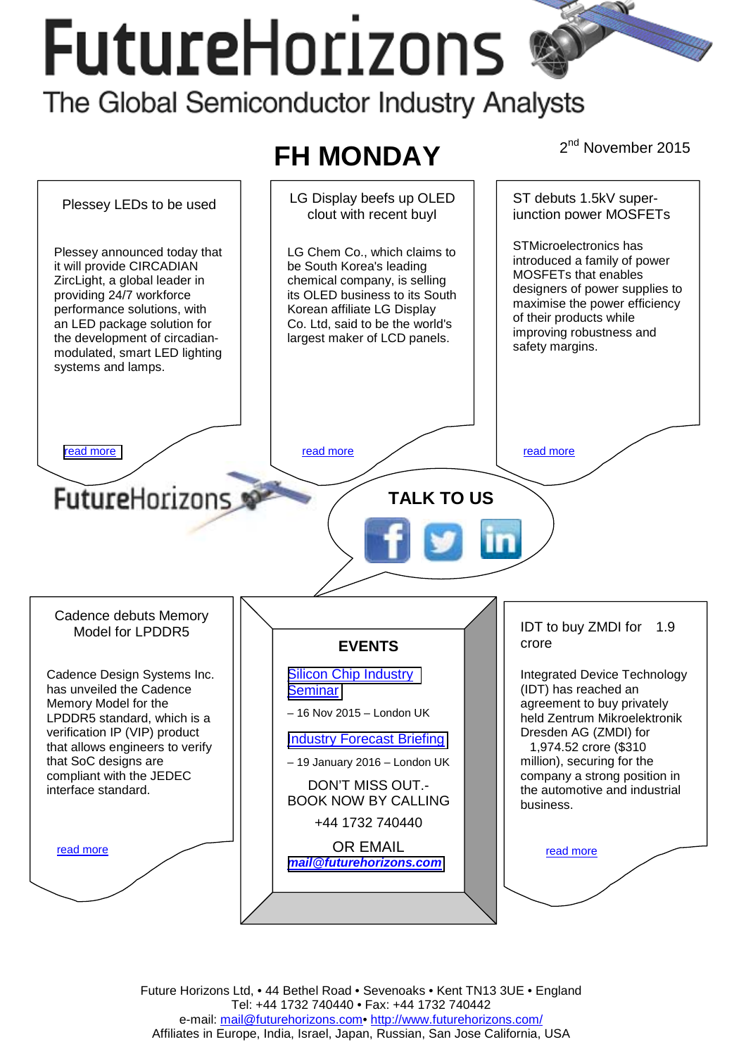# FutureHorizons

The Global Semiconductor Industry Analysts

## FH MONDAY

2nd November 2015

### Plessey LEDs to be used

Plessey announced today that it will provide CIRCADIAN ZircLight, a global leader in providing 24/7 workforce performance solutions, with an LED package solution for the development of circadian-modulated, smart LED lighting systems and lamps.

read more

### LG Display beefs up OLED clout with recent buyl

LG Chem Co., which claims to be South Korea's leading chemical company, is selling its OLED business to its South Korean affiliate LG Display Co. Ltd, said to be the world's largest maker of LCD panels.

read more

### ST debuts 1.5kV super-junction power MOSFETs

STMicroelectronics has introduced a family of power MOSFETs that enables designers of power supplies to maximise the power efficiency of their products while improving robustness and safety margins.

read more

FutureHorizons

**TALK TO US**

### Cadence debuts Memory Model for LPDDR5

Cadence Design Systems Inc. has unveiled the Cadence Memory Model for the LPDDR5 standard, which is a verification IP (VIP) product that allows engineers to verify that SoC designs are compliant with the JEDEC interface standard.

read more

### EVENTS

Silicon Chip Industry Seminar

– 16 Nov 2015 – London UK

Industry Forecast Briefing

– 19 January 2016 – London UK

DON'T MISS OUT.- BOOK NOW BY CALLING

+44 1732 740440

OR EMAIL

***mail@futurehorizons.com***

### IDT to buy ZMDI for 1.9 crore

Integrated Device Technology (IDT) has reached an agreement to buy privately held Zentrum Mikroelektronik Dresden AG (ZMDI) for 1,974.52 crore ($310 million), securing for the company a strong position in the automotive and industrial business.

read more

Future Horizons Ltd, • 44 Bethel Road • Sevenoaks • Kent TN13 3UE • England
Tel: +44 1732 740440 • Fax: +44 1732 740442
e-mail: mail@futurehorizons.com• http://www.futurehorizons.com/
Affiliates in Europe, India, Israel, Japan, Russian, San Jose California, USA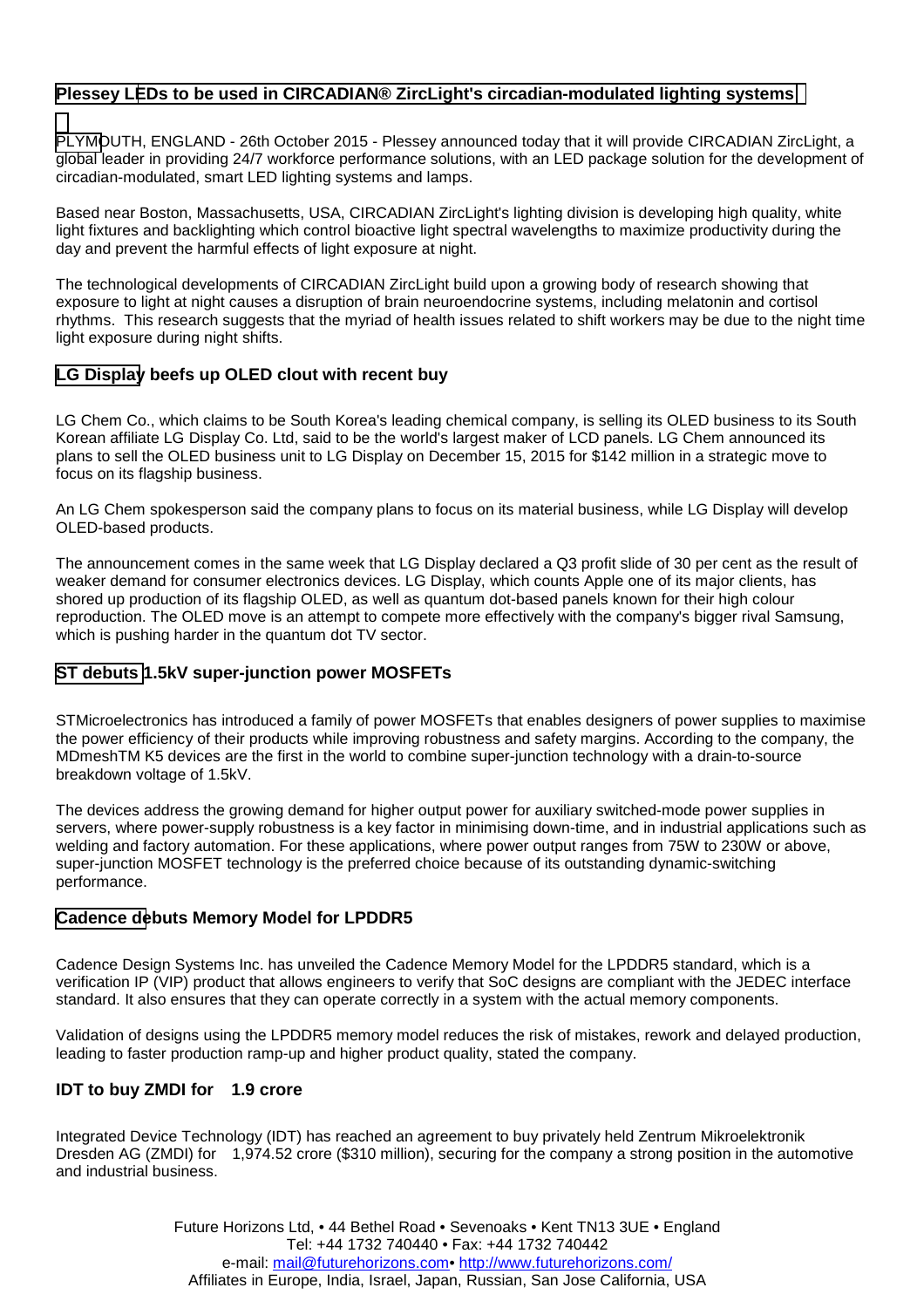### Plessey LEDs to be used in CIRCADIAN® ZircLight's circadian-modulated lighting systems

PLYMOUTH, ENGLAND - 26th October 2015 - Plessey announced today that it will provide CIRCADIAN ZircLight, a global leader in providing 24/7 workforce performance solutions, with an LED package solution for the development of circadian-modulated, smart LED lighting systems and lamps.

Based near Boston, Massachusetts, USA, CIRCADIAN ZircLight's lighting division is developing high quality, white light fixtures and backlighting which control bioactive light spectral wavelengths to maximize productivity during the day and prevent the harmful effects of light exposure at night.

The technological developments of CIRCADIAN ZircLight build upon a growing body of research showing that exposure to light at night causes a disruption of brain neuroendocrine systems, including melatonin and cortisol rhythms. This research suggests that the myriad of health issues related to shift workers may be due to the night time light exposure during night shifts.

### LG Display beefs up OLED clout with recent buy

LG Chem Co., which claims to be South Korea's leading chemical company, is selling its OLED business to its South Korean affiliate LG Display Co. Ltd, said to be the world's largest maker of LCD panels. LG Chem announced its plans to sell the OLED business unit to LG Display on December 15, 2015 for $142 million in a strategic move to focus on its flagship business.

An LG Chem spokesperson said the company plans to focus on its material business, while LG Display will develop OLED-based products.

The announcement comes in the same week that LG Display declared a Q3 profit slide of 30 per cent as the result of weaker demand for consumer electronics devices. LG Display, which counts Apple one of its major clients, has shored up production of its flagship OLED, as well as quantum dot-based panels known for their high colour reproduction. The OLED move is an attempt to compete more effectively with the company's bigger rival Samsung, which is pushing harder in the quantum dot TV sector.

### ST debuts 1.5kV super-junction power MOSFETs

STMicroelectronics has introduced a family of power MOSFETs that enables designers of power supplies to maximise the power efficiency of their products while improving robustness and safety margins. According to the company, the MDmeshTM K5 devices are the first in the world to combine super-junction technology with a drain-to-source breakdown voltage of 1.5kV.

The devices address the growing demand for higher output power for auxiliary switched-mode power supplies in servers, where power-supply robustness is a key factor in minimising down-time, and in industrial applications such as welding and factory automation. For these applications, where power output ranges from 75W to 230W or above, super-junction MOSFET technology is the preferred choice because of its outstanding dynamic-switching performance.

### Cadence debuts Memory Model for LPDDR5

Cadence Design Systems Inc. has unveiled the Cadence Memory Model for the LPDDR5 standard, which is a verification IP (VIP) product that allows engineers to verify that SoC designs are compliant with the JEDEC interface standard. It also ensures that they can operate correctly in a system with the actual memory components.

Validation of designs using the LPDDR5 memory model reduces the risk of mistakes, rework and delayed production, leading to faster production ramp-up and higher product quality, stated the company.

### IDT to buy ZMDI for 1.9 crore

Integrated Device Technology (IDT) has reached an agreement to buy privately held Zentrum Mikroelektronik Dresden AG (ZMDI) for 1,974.52 crore ($310 million), securing for the company a strong position in the automotive and industrial business.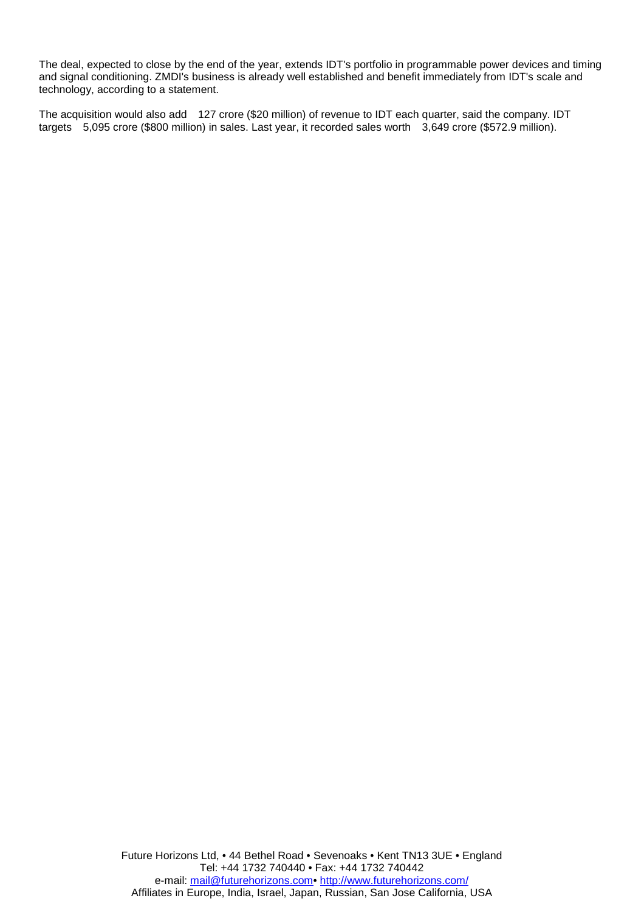The deal, expected to close by the end of the year, extends IDT's portfolio in programmable power devices and timing and signal conditioning. ZMDI's business is already well established and benefit immediately from IDT's scale and technology, according to a statement.

The acquisition would also add 127 crore ($20 million) of revenue to IDT each quarter, said the company. IDT targets 5,095 crore ($800 million) in sales. Last year, it recorded sales worth 3,649 crore ($572.9 million).